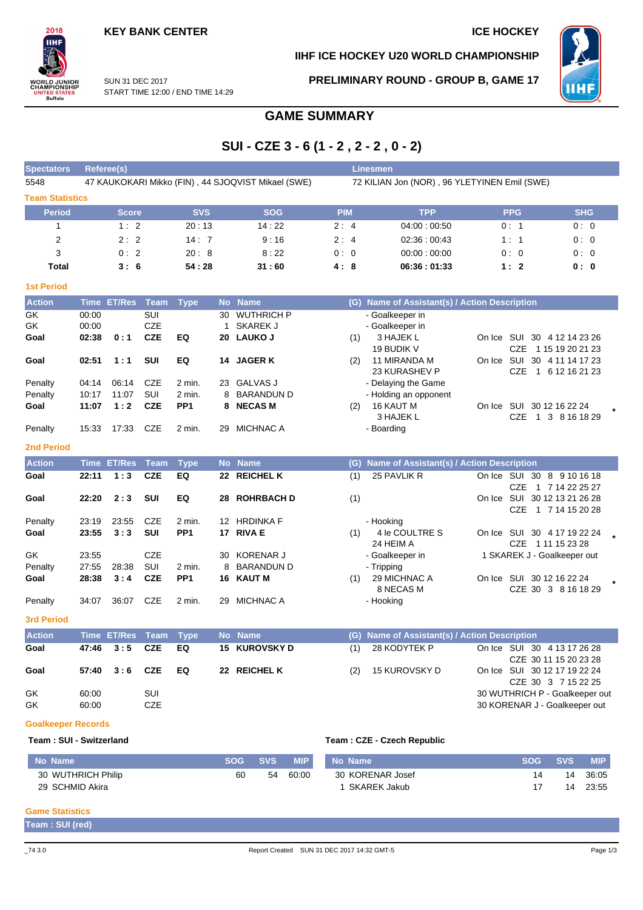KEY BANK CENTER

ICE HOCKEY

IIHF ICE HOCKEY U20 WORLD CHAMPIONSHIP

SUN 31 DEC 2017
START TIME 12:00 / END TIME 14:29

PRELIMINARY ROUND - GROUP B, GAME 17

# GAME SUMMARY

## SUI - CZE 3 - 6 (1 - 2 , 2 - 2 , 0 - 2)

| Spectators | Referee(s) | Linesmen |
|---|---|---|
| 5548 | 47 KAUKOKARI Mikko (FIN) , 44 SJOQVIST Mikael (SWE) | 72 KILIAN Jon (NOR) , 96 YLETYINEN Emil (SWE) |

### Team Statistics

| Period | Score | SVS | SOG | PIM | TPP | PPG | SHG |
|---|---|---|---|---|---|---|---|
| 1 | 1 : 2 | 20 : 13 | 14 : 22 | 2 : 4 | 04:00 : 00:50 | 0 : 1 | 0 : 0 |
| 2 | 2 : 2 | 14 : 7 | 9 : 16 | 2 : 4 | 02:36 : 00:43 | 1 : 1 | 0 : 0 |
| 3 | 0 : 2 | 20 : 8 | 8 : 22 | 0 : 0 | 00:00 : 00:00 | 0 : 0 | 0 : 0 |
| **Total** | **3 : 6** | **54 : 28** | **31 : 60** | **4 : 8** | **06:36 : 01:33** | **1 : 2** | **0 : 0** |

### 1st Period

| Action | Time | ET/Res | Team | Type | No | Name | (G) | Name of Assistant(s) / Action Description | | |
|---|---|---|---|---|---|---|---|---|---|---|
| GK | 00:00 | | SUI | | 30 | WUTHRICH P | | - Goalkeeper in | | |
| GK | 00:00 | | CZE | | 1 | SKAREK J | | - Goalkeeper in | | |
| **Goal** | **02:38** | **0 : 1** | **CZE** | **EQ** | **20** | **LAUKO J** | (1) | 3 HAJEK L<br>19 BUDIK V | On Ice SUI 30 4 12 14 23 26<br>CZE 1 15 19 20 21 23 | |
| **Goal** | **02:51** | **1 : 1** | **SUI** | **EQ** | **14** | **JAGER K** | (2) | 11 MIRANDA M<br>23 KURASHEV P | On Ice SUI 30 4 11 14 17 23<br>CZE 1 6 12 16 21 23 | |
| Penalty | 04:14 | 06:14 | CZE | 2 min. | 23 | GALVAS J | | - Delaying the Game | | |
| Penalty | 10:17 | 11:07 | SUI | 2 min. | 8 | BARANDUN D | | - Holding an opponent | | |
| **Goal** | **11:07** | **1 : 2** | **CZE** | **PP1** | **8** | **NECAS M** | (2) | 16 KAUT M<br>3 HAJEK L | On Ice SUI 30 12 16 22 24<br>CZE 1 3 8 16 18 29 | * |
| Penalty | 15:33 | 17:33 | CZE | 2 min. | 29 | MICHNAC A | | - Boarding | | |

### 2nd Period

| Action | Time | ET/Res | Team | Type | No | Name | (G) | Name of Assistant(s) / Action Description | | |
|---|---|---|---|---|---|---|---|---|---|---|
| **Goal** | **22:11** | **1 : 3** | **CZE** | **EQ** | **22** | **REICHEL K** | (1) | 25 PAVLIK R | On Ice SUI 30 8 9 10 16 18<br>CZE 1 7 14 22 25 27 | |
| **Goal** | **22:20** | **2 : 3** | **SUI** | **EQ** | **28** | **ROHRBACH D** | (1) | | On Ice SUI 30 12 13 21 26 28<br>CZE 1 7 14 15 20 28 | |
| Penalty | 23:19 | 23:55 | CZE | 2 min. | 12 | HRDINKA F | | - Hooking | | |
| **Goal** | **23:55** | **3 : 3** | **SUI** | **PP1** | **17** | **RIVA E** | (1) | 4 le COULTRE S<br>24 HEIM A | On Ice SUI 30 4 17 19 22 24<br>CZE 1 11 15 23 28 | * |
| GK | 23:55 | | CZE | | 30 | KORENAR J | | - Goalkeeper in | 1 SKAREK J - Goalkeeper out | |
| Penalty | 27:55 | 28:38 | SUI | 2 min. | 8 | BARANDUN D | | - Tripping | | |
| **Goal** | **28:38** | **3 : 4** | **CZE** | **PP1** | **16** | **KAUT M** | (1) | 29 MICHNAC A<br>8 NECAS M | On Ice SUI 30 12 16 22 24<br>CZE 30 3 8 16 18 29 | * |
| Penalty | 34:07 | 36:07 | CZE | 2 min. | 29 | MICHNAC A | | - Hooking | | |

### 3rd Period

| Action | Time | ET/Res | Team | Type | No | Name | (G) | Name of Assistant(s) / Action Description | |
|---|---|---|---|---|---|---|---|---|---|
| **Goal** | **47:46** | **3 : 5** | **CZE** | **EQ** | **15** | **KUROVSKY D** | (1) | 28 KODYTEK P | On Ice SUI 30 4 13 17 26 28<br>CZE 30 11 15 20 23 28 |
| **Goal** | **57:40** | **3 : 6** | **CZE** | **EQ** | **22** | **REICHEL K** | (2) | 15 KUROVSKY D | On Ice SUI 30 12 17 19 22 24<br>CZE 30 3 7 15 22 25 |
| GK | 60:00 | | SUI | | | | | | 30 WUTHRICH P - Goalkeeper out |
| GK | 60:00 | | CZE | | | | | | 30 KORENAR J - Goalkeeper out |

### Goalkeeper Records

**Team : SUI - Switzerland**

| No Name | SOG | SVS | MIP |
|---|---|---|---|
| 30 WUTHRICH Philip | 60 | 54 | 60:00 |
| 29 SCHMID Akira | | | |

**Team : CZE - Czech Republic**

| No Name | SOG | SVS | MIP |
|---|---|---|---|
| 30 KORENAR Josef | 14 | 14 | 36:05 |
| 1 SKAREK Jakub | 17 | 14 | 23:55 |

### Game Statistics

**Team : SUI (red)**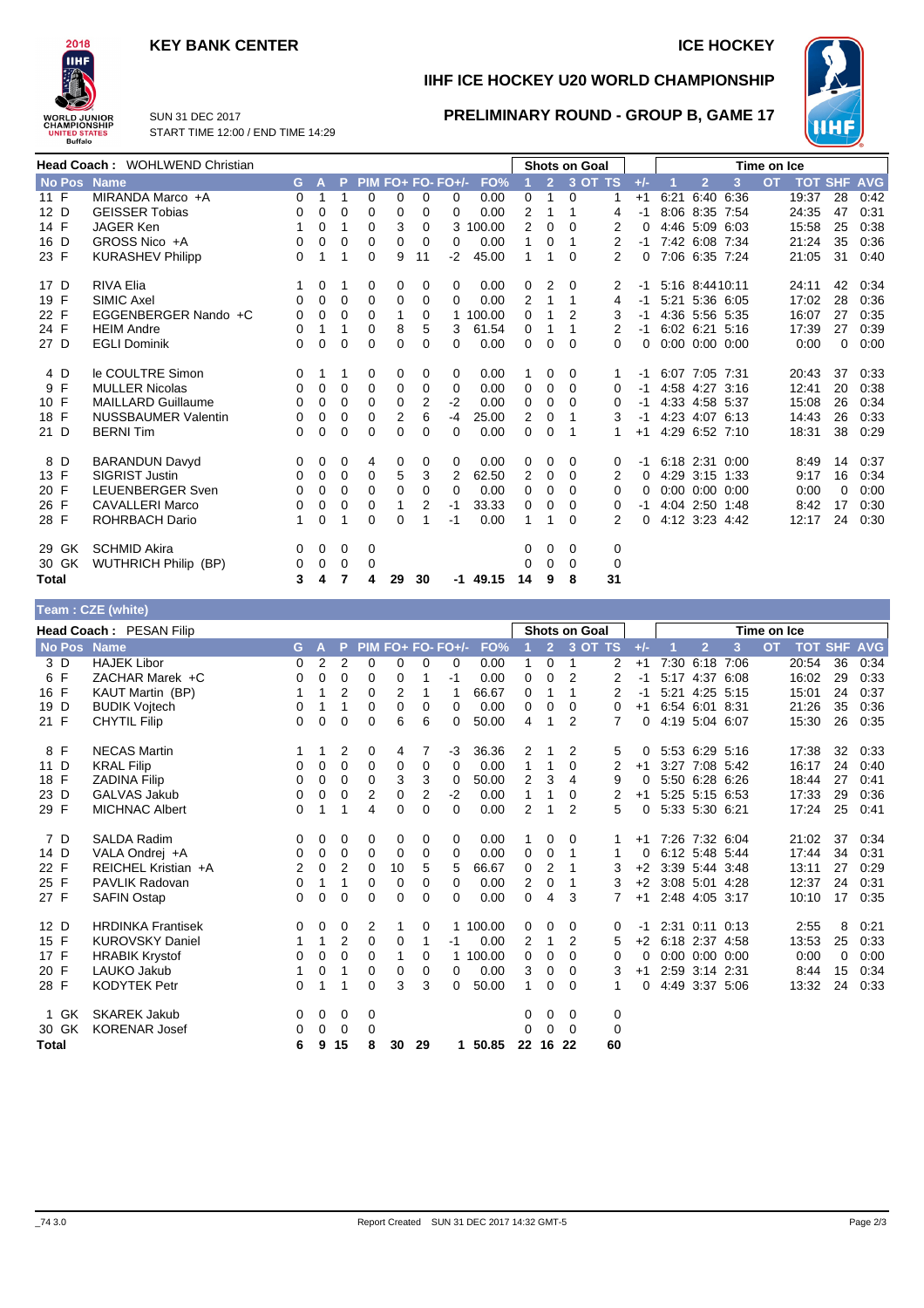KEY BANK CENTER

ICE HOCKEY

# IIHF ICE HOCKEY U20 WORLD CHAMPIONSHIP

SUN 31 DEC 2017
START TIME 12:00 / END TIME 14:29

## PRELIMINARY ROUND - GROUP B, GAME 17

**Head Coach :** WOHLWEND Christian

| No | Pos | Name | G | A | P | PIM | FO+ | FO- | FO+/- | FO% | Shots on Goal 1 | 2 | 3 | OT | TS | +/- | Time on Ice 1 | 2 | 3 | OT | TOT | SHF | AVG |
|---|---|---|---|---|---|---|---|---|---|---|---|---|---|---|---|---|---|---|---|---|---|---|---|
| 11 | F | MIRANDA Marco +A | 0 | 1 | 1 | 0 | 0 | 0 | 0 | 0.00 | 0 | 1 | 0 | | 1 | +1 | 6:21 | 6:40 | 6:36 | | 19:37 | 28 | 0:42 |
| 12 | D | GEISSER Tobias | 0 | 0 | 0 | 0 | 0 | 0 | 0 | 0.00 | 2 | 1 | 1 | | 4 | -1 | 8:06 | 8:35 | 7:54 | | 24:35 | 47 | 0:31 |
| 14 | F | JAGER Ken | 1 | 0 | 1 | 0 | 3 | 0 | 3 | 100.00 | 2 | 0 | 0 | | 2 | 0 | 4:46 | 5:09 | 6:03 | | 15:58 | 25 | 0:38 |
| 16 | D | GROSS Nico +A | 0 | 0 | 0 | 0 | 0 | 0 | 0 | 0.00 | 1 | 0 | 1 | | 2 | -1 | 7:42 | 6:08 | 7:34 | | 21:24 | 35 | 0:36 |
| 23 | F | KURASHEV Philipp | 0 | 1 | 1 | 0 | 9 | 11 | -2 | 45.00 | 1 | 1 | 0 | | 2 | 0 | 7:06 | 6:35 | 7:24 | | 21:05 | 31 | 0:40 |
| 17 | D | RIVA Elia | 1 | 0 | 1 | 0 | 0 | 0 | 0 | 0.00 | 0 | 2 | 0 | | 2 | -1 | 5:16 | 8:44 | 10:11 | | 24:11 | 42 | 0:34 |
| 19 | F | SIMIC Axel | 0 | 0 | 0 | 0 | 0 | 0 | 0 | 0.00 | 2 | 1 | 1 | | 4 | -1 | 5:21 | 5:36 | 6:05 | | 17:02 | 28 | 0:36 |
| 22 | F | EGGENBERGER Nando +C | 0 | 0 | 0 | 0 | 1 | 0 | 1 | 100.00 | 0 | 1 | 2 | | 3 | -1 | 4:36 | 5:56 | 5:35 | | 16:07 | 27 | 0:35 |
| 24 | F | HEIM Andre | 0 | 1 | 1 | 0 | 8 | 5 | 3 | 61.54 | 0 | 1 | 1 | | 2 | -1 | 6:02 | 6:21 | 5:16 | | 17:39 | 27 | 0:39 |
| 27 | D | EGLI Dominik | 0 | 0 | 0 | 0 | 0 | 0 | 0 | 0.00 | 0 | 0 | 0 | | 0 | 0 | 0:00 | 0:00 | 0:00 | | 0:00 | 0 | 0:00 |
| 4 | D | le COULTRE Simon | 0 | 1 | 1 | 0 | 0 | 0 | 0 | 0.00 | 1 | 0 | 0 | | 1 | -1 | 6:07 | 7:05 | 7:31 | | 20:43 | 37 | 0:33 |
| 9 | F | MULLER Nicolas | 0 | 0 | 0 | 0 | 0 | 0 | 0 | 0.00 | 0 | 0 | 0 | | 0 | -1 | 4:58 | 4:27 | 3:16 | | 12:41 | 20 | 0:38 |
| 10 | F | MAILLARD Guillaume | 0 | 0 | 0 | 0 | 0 | 2 | -2 | 0.00 | 0 | 0 | 0 | | 0 | -1 | 4:33 | 4:58 | 5:37 | | 15:08 | 26 | 0:34 |
| 18 | F | NUSSBAUMER Valentin | 0 | 0 | 0 | 0 | 2 | 6 | -4 | 25.00 | 2 | 0 | 1 | | 3 | -1 | 4:23 | 4:07 | 6:13 | | 14:43 | 26 | 0:33 |
| 21 | D | BERNI Tim | 0 | 0 | 0 | 0 | 0 | 0 | 0 | 0.00 | 0 | 0 | 1 | | 1 | +1 | 4:29 | 6:52 | 7:10 | | 18:31 | 38 | 0:29 |
| 8 | D | BARANDUN Davyd | 0 | 0 | 0 | 4 | 0 | 0 | 0 | 0.00 | 0 | 0 | 0 | | 0 | -1 | 6:18 | 2:31 | 0:00 | | 8:49 | 14 | 0:37 |
| 13 | F | SIGRIST Justin | 0 | 0 | 0 | 0 | 5 | 3 | 2 | 62.50 | 2 | 0 | 0 | | 2 | 0 | 4:29 | 3:15 | 1:33 | | 9:17 | 16 | 0:34 |
| 20 | F | LEUENBERGER Sven | 0 | 0 | 0 | 0 | 0 | 0 | 0 | 0.00 | 0 | 0 | 0 | | 0 | 0 | 0:00 | 0:00 | 0:00 | | 0:00 | 0 | 0:00 |
| 26 | F | CAVALLERI Marco | 0 | 0 | 0 | 0 | 1 | 2 | -1 | 33.33 | 0 | 0 | 0 | | 0 | -1 | 4:04 | 2:50 | 1:48 | | 8:42 | 17 | 0:30 |
| 28 | F | ROHRBACH Dario | 1 | 0 | 1 | 0 | 0 | 1 | -1 | 0.00 | 1 | 1 | 0 | | 2 | 0 | 4:12 | 3:23 | 4:42 | | 12:17 | 24 | 0:30 |
| 29 | GK | SCHMID Akira | 0 | 0 | 0 | 0 | | | | | 0 | 0 | 0 | | 0 | | | | | | | | |
| 30 | GK | WUTHRICH Philip (BP) | 0 | 0 | 0 | 0 | | | | | 0 | 0 | 0 | | 0 | | | | | | | | |
| **Total** | | | **3** | **4** | **7** | **4** | **29** | **30** | **-1** | **49.15** | **14** | **9** | **8** | | **31** | | | | | | | | |

**Team : CZE (white)**

**Head Coach :** PESAN Filip

| No | Pos | Name | G | A | P | PIM | FO+ | FO- | FO+/- | FO% | Shots on Goal 1 | 2 | 3 | OT | TS | +/- | Time on Ice 1 | 2 | 3 | OT | TOT | SHF | AVG |
|---|---|---|---|---|---|---|---|---|---|---|---|---|---|---|---|---|---|---|---|---|---|---|---|
| 3 | D | HAJEK Libor | 0 | 2 | 2 | 0 | 0 | 0 | 0 | 0.00 | 1 | 0 | 1 | | 2 | +1 | 7:30 | 6:18 | 7:06 | | 20:54 | 36 | 0:34 |
| 6 | F | ZACHAR Marek +C | 0 | 0 | 0 | 0 | 0 | 1 | -1 | 0.00 | 0 | 0 | 2 | | 2 | -1 | 5:17 | 4:37 | 6:08 | | 16:02 | 29 | 0:33 |
| 16 | F | KAUT Martin (BP) | 1 | 1 | 2 | 0 | 2 | 1 | 1 | 66.67 | 0 | 1 | 1 | | 2 | -1 | 5:21 | 4:25 | 5:15 | | 15:01 | 24 | 0:37 |
| 19 | D | BUDIK Vojtech | 0 | 1 | 1 | 0 | 0 | 0 | 0 | 0.00 | 0 | 0 | 0 | | 0 | +1 | 6:54 | 6:01 | 8:31 | | 21:26 | 35 | 0:36 |
| 21 | F | CHYTIL Filip | 0 | 0 | 0 | 0 | 6 | 6 | 0 | 50.00 | 4 | 1 | 2 | | 7 | 0 | 4:19 | 5:04 | 6:07 | | 15:30 | 26 | 0:35 |
| 8 | F | NECAS Martin | 1 | 1 | 2 | 0 | 4 | 7 | -3 | 36.36 | 2 | 1 | 2 | | 5 | 0 | 5:53 | 6:29 | 5:16 | | 17:38 | 32 | 0:33 |
| 11 | D | KRAL Filip | 0 | 0 | 0 | 0 | 0 | 0 | 0 | 0.00 | 1 | 1 | 0 | | 2 | +1 | 3:27 | 7:08 | 5:42 | | 16:17 | 24 | 0:40 |
| 18 | F | ZADINA Filip | 0 | 0 | 0 | 0 | 3 | 3 | 0 | 50.00 | 2 | 3 | 4 | | 9 | 0 | 5:50 | 6:28 | 6:26 | | 18:44 | 27 | 0:41 |
| 23 | D | GALVAS Jakub | 0 | 0 | 0 | 2 | 0 | 2 | -2 | 0.00 | 1 | 1 | 0 | | 2 | +1 | 5:25 | 5:15 | 6:53 | | 17:33 | 29 | 0:36 |
| 29 | F | MICHNAC Albert | 0 | 1 | 1 | 4 | 0 | 0 | 0 | 0.00 | 2 | 1 | 2 | | 5 | 0 | 5:33 | 5:30 | 6:21 | | 17:24 | 25 | 0:41 |
| 7 | D | SALDA Radim | 0 | 0 | 0 | 0 | 0 | 0 | 0 | 0.00 | 1 | 0 | 0 | | 1 | +1 | 7:26 | 7:32 | 6:04 | | 21:02 | 37 | 0:34 |
| 14 | D | VALA Ondrej +A | 0 | 0 | 0 | 0 | 0 | 0 | 0 | 0.00 | 0 | 0 | 1 | | 1 | 0 | 6:12 | 5:48 | 5:44 | | 17:44 | 34 | 0:31 |
| 22 | F | REICHEL Kristian +A | 2 | 0 | 2 | 0 | 10 | 5 | 5 | 66.67 | 0 | 2 | 1 | | 3 | +2 | 3:39 | 5:44 | 3:48 | | 13:11 | 27 | 0:29 |
| 25 | F | PAVLIK Radovan | 0 | 1 | 1 | 0 | 0 | 0 | 0 | 0.00 | 2 | 0 | 1 | | 3 | +2 | 3:08 | 5:01 | 4:28 | | 12:37 | 24 | 0:31 |
| 27 | F | SAFIN Ostap | 0 | 0 | 0 | 0 | 0 | 0 | 0 | 0.00 | 0 | 4 | 3 | | 7 | +1 | 2:48 | 4:05 | 3:17 | | 10:10 | 17 | 0:35 |
| 12 | D | HRDINKA Frantisek | 0 | 0 | 0 | 2 | 1 | 0 | 1 | 100.00 | 0 | 0 | 0 | | 0 | -1 | 2:31 | 0:11 | 0:13 | | 2:55 | 8 | 0:21 |
| 15 | F | KUROVSKY Daniel | 1 | 1 | 2 | 0 | 0 | 1 | -1 | 0.00 | 2 | 1 | 2 | | 5 | +2 | 6:18 | 2:37 | 4:58 | | 13:53 | 25 | 0:33 |
| 17 | F | HRABIK Krystof | 0 | 0 | 0 | 0 | 1 | 0 | 1 | 100.00 | 0 | 0 | 0 | | 0 | 0 | 0:00 | 0:00 | 0:00 | | 0:00 | 0 | 0:00 |
| 20 | F | LAUKO Jakub | 1 | 0 | 1 | 0 | 0 | 0 | 0 | 0.00 | 3 | 0 | 0 | | 3 | +1 | 2:59 | 3:14 | 2:31 | | 8:44 | 15 | 0:34 |
| 28 | F | KODYTEK Petr | 0 | 1 | 1 | 0 | 3 | 3 | 0 | 50.00 | 1 | 0 | 0 | | 1 | 0 | 4:49 | 3:37 | 5:06 | | 13:32 | 24 | 0:33 |
| 1 | GK | SKAREK Jakub | 0 | 0 | 0 | 0 | | | | | 0 | 0 | 0 | | 0 | | | | | | | | |
| 30 | GK | KORENAR Josef | 0 | 0 | 0 | 0 | | | | | 0 | 0 | 0 | | 0 | | | | | | | | |
| **Total** | | | **6** | **9** | **15** | **8** | **30** | **29** | **1** | **50.85** | **22** | **16** | **22** | | **60** | | | | | | | | |

_74 3.0 Report Created SUN 31 DEC 2017 14:32 GMT-5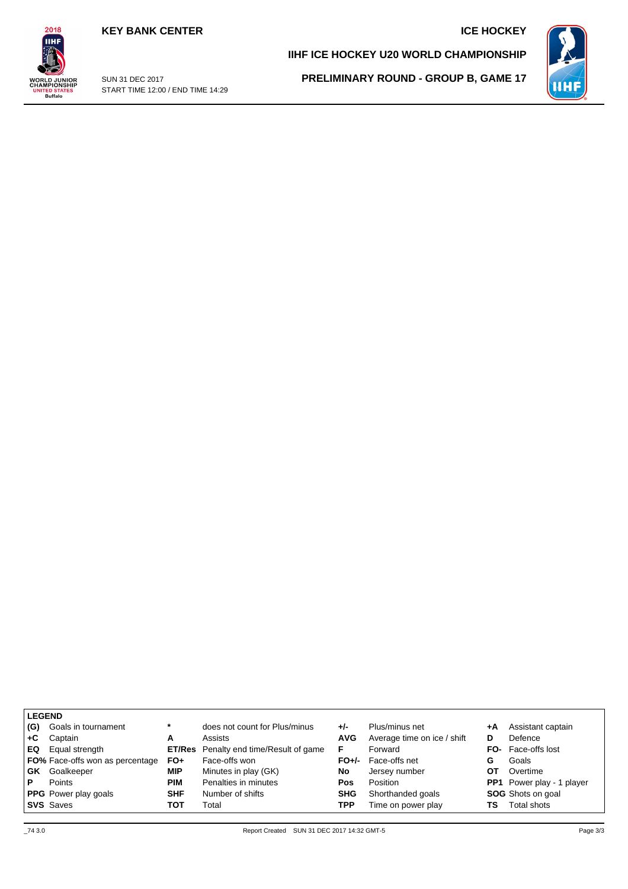KEY BANK CENTER

ICE HOCKEY

IIHF ICE HOCKEY U20 WORLD CHAMPIONSHIP

SUN 31 DEC 2017
START TIME 12:00 / END TIME 14:29

PRELIMINARY ROUND - GROUP B, GAME 17

**LEGEND**

| | | | | | | | |
|---|---|---|---|---|---|---|---|
| **(G)** Goals in tournament | | **\*** | does not count for Plus/minus | **+/-** | Plus/minus net | **+A** | Assistant captain |
| **+C** Captain | | **A** | Assists | **AVG** | Average time on ice / shift | **D** | Defence |
| **EQ** Equal strength | | **ET/Res** | Penalty end time/Result of game | **F** | Forward | **FO-** | Face-offs lost |
| **FO%** Face-offs won as percentage | | **FO+** | Face-offs won | **FO+/-** | Face-offs net | **G** | Goals |
| **GK** Goalkeeper | | **MIP** | Minutes in play (GK) | **No** | Jersey number | **OT** | Overtime |
| **P** Points | | **PIM** | Penalties in minutes | **Pos** | Position | **PP1** | Power play - 1 player |
| **PPG** Power play goals | | **SHF** | Number of shifts | **SHG** | Shorthanded goals | **SOG** | Shots on goal |
| **SVS** Saves | | **TOT** | Total | **TPP** | Time on power play | **TS** | Total shots |

_74 3.0 Report Created SUN 31 DEC 2017 14:32 GMT-5